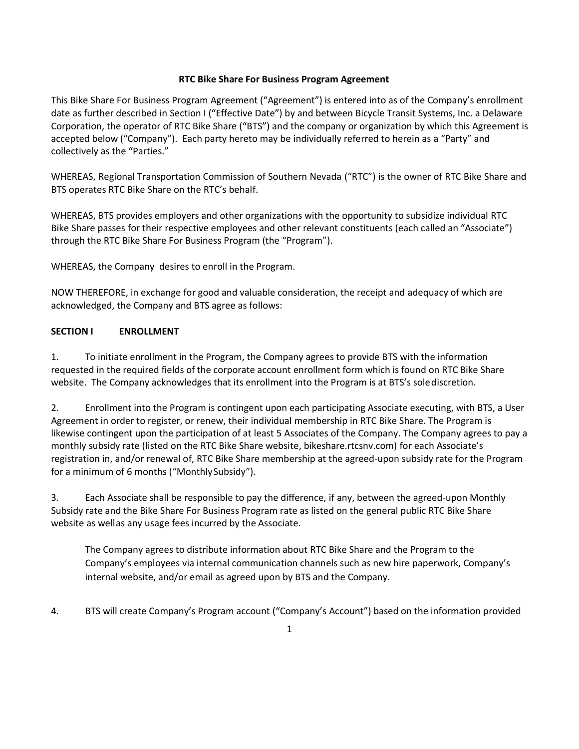**RTC Bike Share For Business Program Agreement**

This Bike Share For Business Program Agreement ("Agreement") is entered into as of the Company's enrollment date as further described in Section I ("Effective Date") by and between Bicycle Transit Systems, Inc. a Delaware Corporation, the operator of RTC Bike Share ("BTS") and the company or organization by which this Agreement is accepted below ("Company"). Each party hereto may be individually referred to herein as a "Party" and collectively as the "Parties."

WHEREAS, Regional Transportation Commission of Southern Nevada ("RTC") is the owner of RTC Bike Share and BTS operates RTC Bike Share on the RTC's behalf.

WHEREAS, BTS provides employers and other organizations with the opportunity to subsidize individual RTC Bike Share passes for their respective employees and other relevant constituents (each called an "Associate") through the RTC Bike Share For Business Program (the "Program").

WHEREAS, the Company desires to enroll in the Program.

NOW THEREFORE, in exchange for good and valuable consideration, the receipt and adequacy of which are acknowledged, the Company and BTS agree as follows:

## SECTION I ENROLLMENT

1. To initiate enrollment in the Program, the Company agrees to provide BTS with the information requested in the required fields of the corporate account enrollment form which is found on RTC Bike Share website. The Company acknowledges that its enrollment into the Program is at BTS's sole discretion.

2. Enrollment into the Program is contingent upon each participating Associate executing, with BTS, a User Agreement in order to register, or renew, their individual membership in RTC Bike Share. The Program is likewise contingent upon the participation of at least 5 Associates of the Company. The Company agrees to pay a monthly subsidy rate (listed on the RTC Bike Share website, bikeshare.rtcsnv.com) for each Associate's registration in, and/or renewal of, RTC Bike Share membership at the agreed-upon subsidy rate for the Program for a minimum of 6 months ("Monthly Subsidy").

3. Each Associate shall be responsible to pay the difference, if any, between the agreed-upon Monthly Subsidy rate and the Bike Share For Business Program rate as listed on the general public RTC Bike Share website as well as any usage fees incurred by the Associate.

   The Company agrees to distribute information about RTC Bike Share and the Program to the Company's employees via internal communication channels such as new hire paperwork, Company's internal website, and/or email as agreed upon by BTS and the Company.

4. BTS will create Company's Program account ("Company's Account") based on the information provided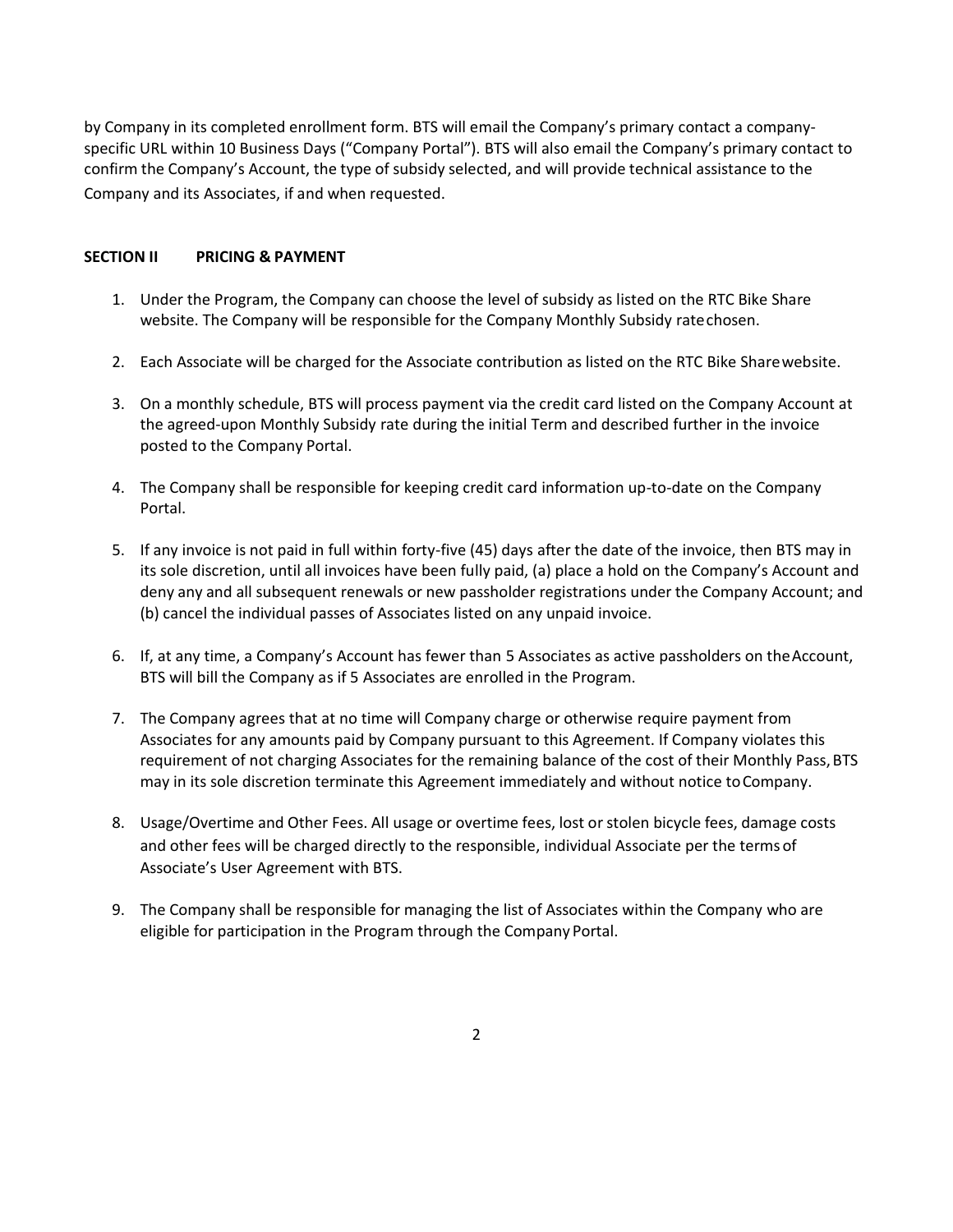by Company in its completed enrollment form. BTS will email the Company's primary contact a company-specific URL within 10 Business Days ("Company Portal"). BTS will also email the Company's primary contact to confirm the Company's Account, the type of subsidy selected, and will provide technical assistance to the Company and its Associates, if and when requested.

## SECTION II PRICING & PAYMENT

1. Under the Program, the Company can choose the level of subsidy as listed on the RTC Bike Share website. The Company will be responsible for the Company Monthly Subsidy rate chosen.

2. Each Associate will be charged for the Associate contribution as listed on the RTC Bike Share website.

3. On a monthly schedule, BTS will process payment via the credit card listed on the Company Account at the agreed-upon Monthly Subsidy rate during the initial Term and described further in the invoice posted to the Company Portal.

4. The Company shall be responsible for keeping credit card information up-to-date on the Company Portal.

5. If any invoice is not paid in full within forty-five (45) days after the date of the invoice, then BTS may in its sole discretion, until all invoices have been fully paid, (a) place a hold on the Company's Account and deny any and all subsequent renewals or new passholder registrations under the Company Account; and (b) cancel the individual passes of Associates listed on any unpaid invoice.

6. If, at any time, a Company's Account has fewer than 5 Associates as active passholders on the Account, BTS will bill the Company as if 5 Associates are enrolled in the Program.

7. The Company agrees that at no time will Company charge or otherwise require payment from Associates for any amounts paid by Company pursuant to this Agreement. If Company violates this requirement of not charging Associates for the remaining balance of the cost of their Monthly Pass, BTS may in its sole discretion terminate this Agreement immediately and without notice to Company.

8. Usage/Overtime and Other Fees. All usage or overtime fees, lost or stolen bicycle fees, damage costs and other fees will be charged directly to the responsible, individual Associate per the terms of Associate's User Agreement with BTS.

9. The Company shall be responsible for managing the list of Associates within the Company who are eligible for participation in the Program through the Company Portal.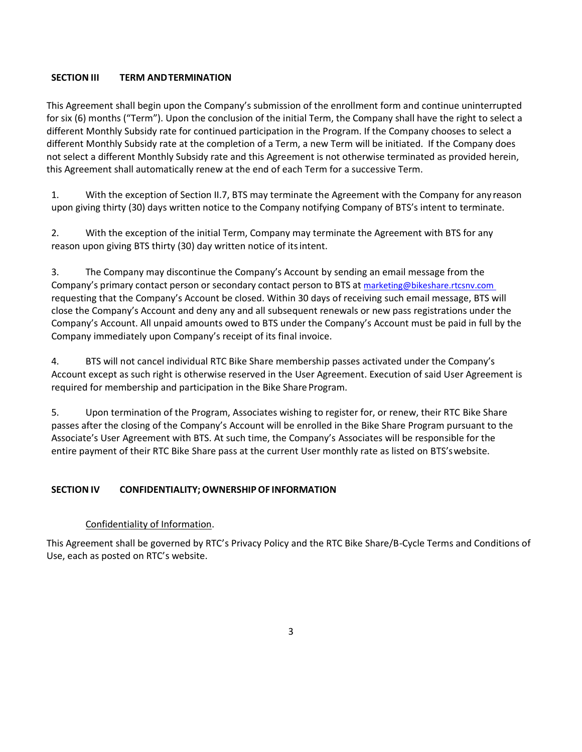## SECTION III TERM AND TERMINATION

This Agreement shall begin upon the Company's submission of the enrollment form and continue uninterrupted for six (6) months ("Term"). Upon the conclusion of the initial Term, the Company shall have the right to select a different Monthly Subsidy rate for continued participation in the Program. If the Company chooses to select a different Monthly Subsidy rate at the completion of a Term, a new Term will be initiated. If the Company does not select a different Monthly Subsidy rate and this Agreement is not otherwise terminated as provided herein, this Agreement shall automatically renew at the end of each Term for a successive Term.

1. With the exception of Section II.7, BTS may terminate the Agreement with the Company for any reason upon giving thirty (30) days written notice to the Company notifying Company of BTS's intent to terminate.

2. With the exception of the initial Term, Company may terminate the Agreement with BTS for any reason upon giving BTS thirty (30) day written notice of its intent.

3. The Company may discontinue the Company's Account by sending an email message from the Company's primary contact person or secondary contact person to BTS at marketing@bikeshare.rtcsnv.com requesting that the Company's Account be closed. Within 30 days of receiving such email message, BTS will close the Company's Account and deny any and all subsequent renewals or new pass registrations under the Company's Account. All unpaid amounts owed to BTS under the Company's Account must be paid in full by the Company immediately upon Company's receipt of its final invoice.

4. BTS will not cancel individual RTC Bike Share membership passes activated under the Company's Account except as such right is otherwise reserved in the User Agreement. Execution of said User Agreement is required for membership and participation in the Bike Share Program.

5. Upon termination of the Program, Associates wishing to register for, or renew, their RTC Bike Share passes after the closing of the Company's Account will be enrolled in the Bike Share Program pursuant to the Associate's User Agreement with BTS. At such time, the Company's Associates will be responsible for the entire payment of their RTC Bike Share pass at the current User monthly rate as listed on BTS's website.

## SECTION IV CONFIDENTIALITY; OWNERSHIP OF INFORMATION

Confidentiality of Information.

This Agreement shall be governed by RTC's Privacy Policy and the RTC Bike Share/B-Cycle Terms and Conditions of Use, each as posted on RTC's website.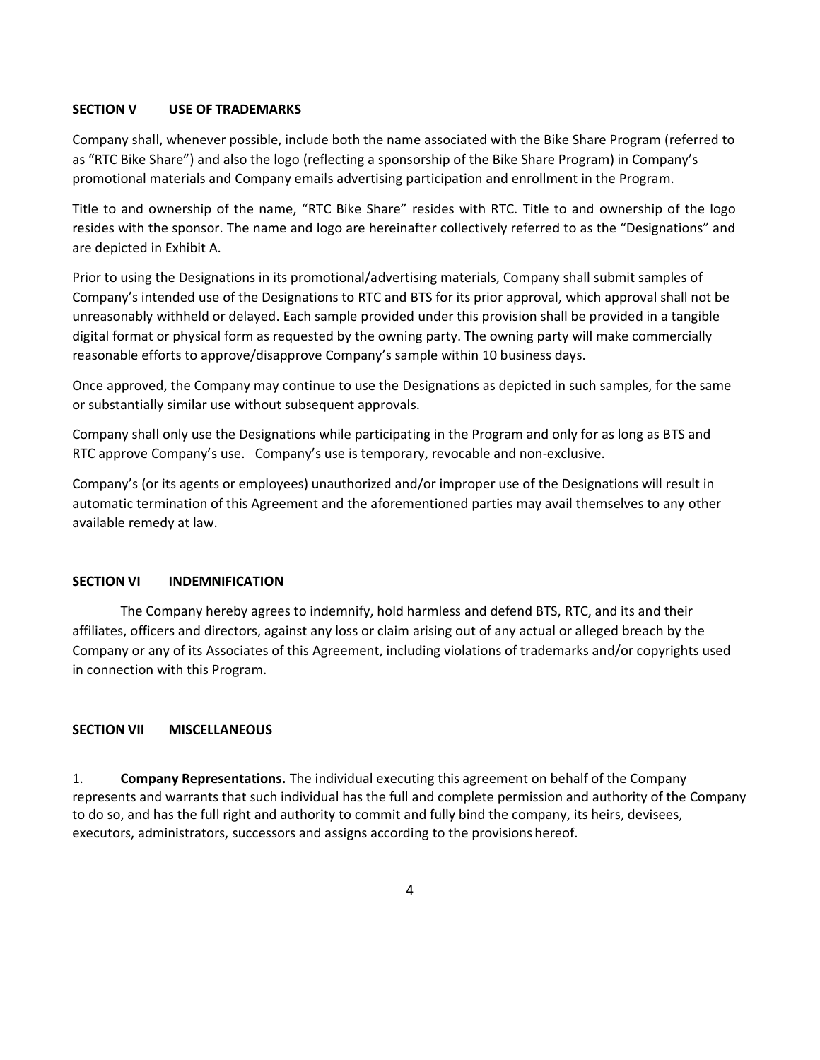## SECTION V USE OF TRADEMARKS

Company shall, whenever possible, include both the name associated with the Bike Share Program (referred to as "RTC Bike Share") and also the logo (reflecting a sponsorship of the Bike Share Program) in Company's promotional materials and Company emails advertising participation and enrollment in the Program.

Title to and ownership of the name, "RTC Bike Share" resides with RTC. Title to and ownership of the logo resides with the sponsor. The name and logo are hereinafter collectively referred to as the "Designations" and are depicted in Exhibit A.

Prior to using the Designations in its promotional/advertising materials, Company shall submit samples of Company's intended use of the Designations to RTC and BTS for its prior approval, which approval shall not be unreasonably withheld or delayed. Each sample provided under this provision shall be provided in a tangible digital format or physical form as requested by the owning party. The owning party will make commercially reasonable efforts to approve/disapprove Company's sample within 10 business days.

Once approved, the Company may continue to use the Designations as depicted in such samples, for the same or substantially similar use without subsequent approvals.

Company shall only use the Designations while participating in the Program and only for as long as BTS and RTC approve Company's use. Company's use is temporary, revocable and non-exclusive.

Company's (or its agents or employees) unauthorized and/or improper use of the Designations will result in automatic termination of this Agreement and the aforementioned parties may avail themselves to any other available remedy at law.

## SECTION VI INDEMNIFICATION

The Company hereby agrees to indemnify, hold harmless and defend BTS, RTC, and its and their affiliates, officers and directors, against any loss or claim arising out of any actual or alleged breach by the Company or any of its Associates of this Agreement, including violations of trademarks and/or copyrights used in connection with this Program.

## SECTION VII MISCELLANEOUS

1. **Company Representations.** The individual executing this agreement on behalf of the Company represents and warrants that such individual has the full and complete permission and authority of the Company to do so, and has the full right and authority to commit and fully bind the company, its heirs, devisees, executors, administrators, successors and assigns according to the provisions hereof.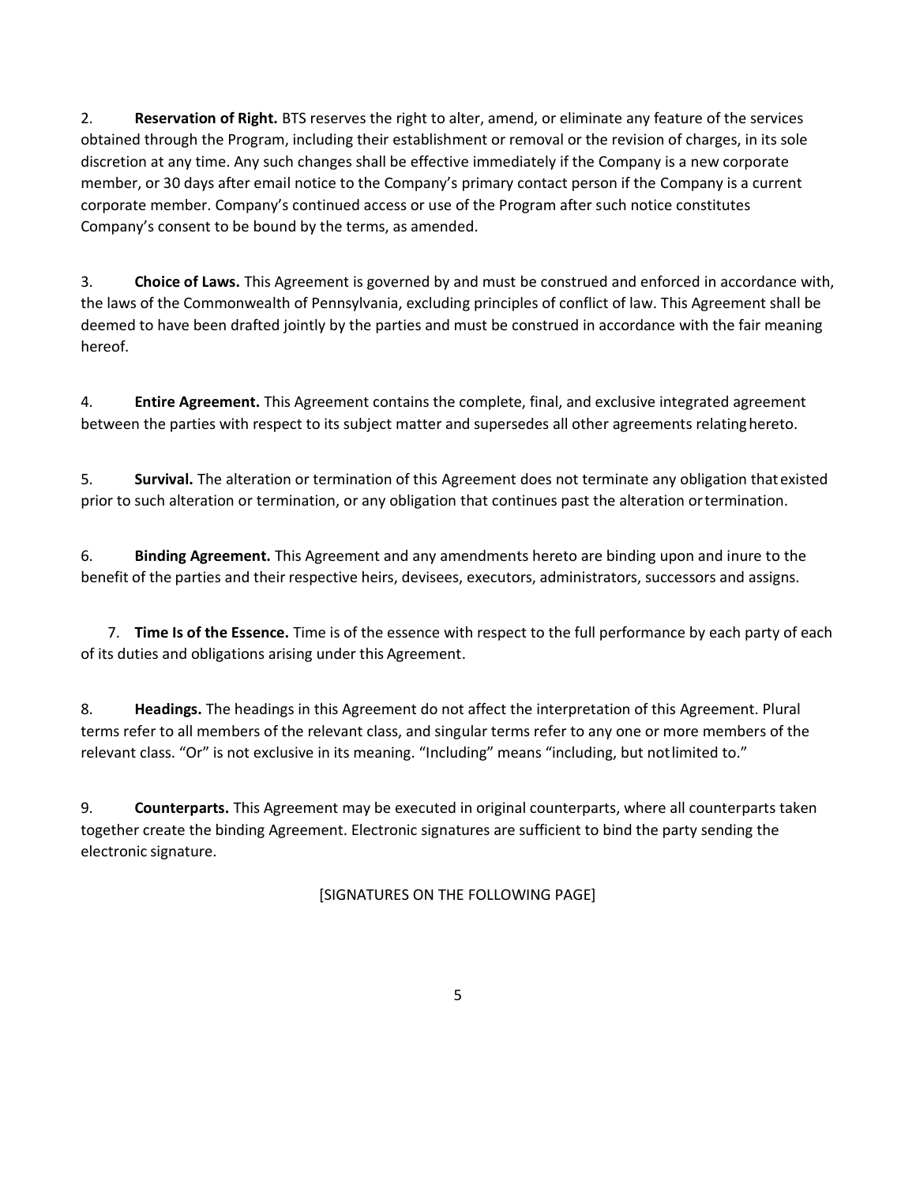2. **Reservation of Right.** BTS reserves the right to alter, amend, or eliminate any feature of the services obtained through the Program, including their establishment or removal or the revision of charges, in its sole discretion at any time. Any such changes shall be effective immediately if the Company is a new corporate member, or 30 days after email notice to the Company's primary contact person if the Company is a current corporate member. Company's continued access or use of the Program after such notice constitutes Company's consent to be bound by the terms, as amended.

3. **Choice of Laws.** This Agreement is governed by and must be construed and enforced in accordance with, the laws of the Commonwealth of Pennsylvania, excluding principles of conflict of law. This Agreement shall be deemed to have been drafted jointly by the parties and must be construed in accordance with the fair meaning hereof.

4. **Entire Agreement.** This Agreement contains the complete, final, and exclusive integrated agreement between the parties with respect to its subject matter and supersedes all other agreements relating hereto.

5. **Survival.** The alteration or termination of this Agreement does not terminate any obligation that existed prior to such alteration or termination, or any obligation that continues past the alteration or termination.

6. **Binding Agreement.** This Agreement and any amendments hereto are binding upon and inure to the benefit of the parties and their respective heirs, devisees, executors, administrators, successors and assigns.

7. **Time Is of the Essence.** Time is of the essence with respect to the full performance by each party of each of its duties and obligations arising under this Agreement.

8. **Headings.** The headings in this Agreement do not affect the interpretation of this Agreement. Plural terms refer to all members of the relevant class, and singular terms refer to any one or more members of the relevant class. "Or" is not exclusive in its meaning. "Including" means "including, but not limited to."

9. **Counterparts.** This Agreement may be executed in original counterparts, where all counterparts taken together create the binding Agreement. Electronic signatures are sufficient to bind the party sending the electronic signature.

[SIGNATURES ON THE FOLLOWING PAGE]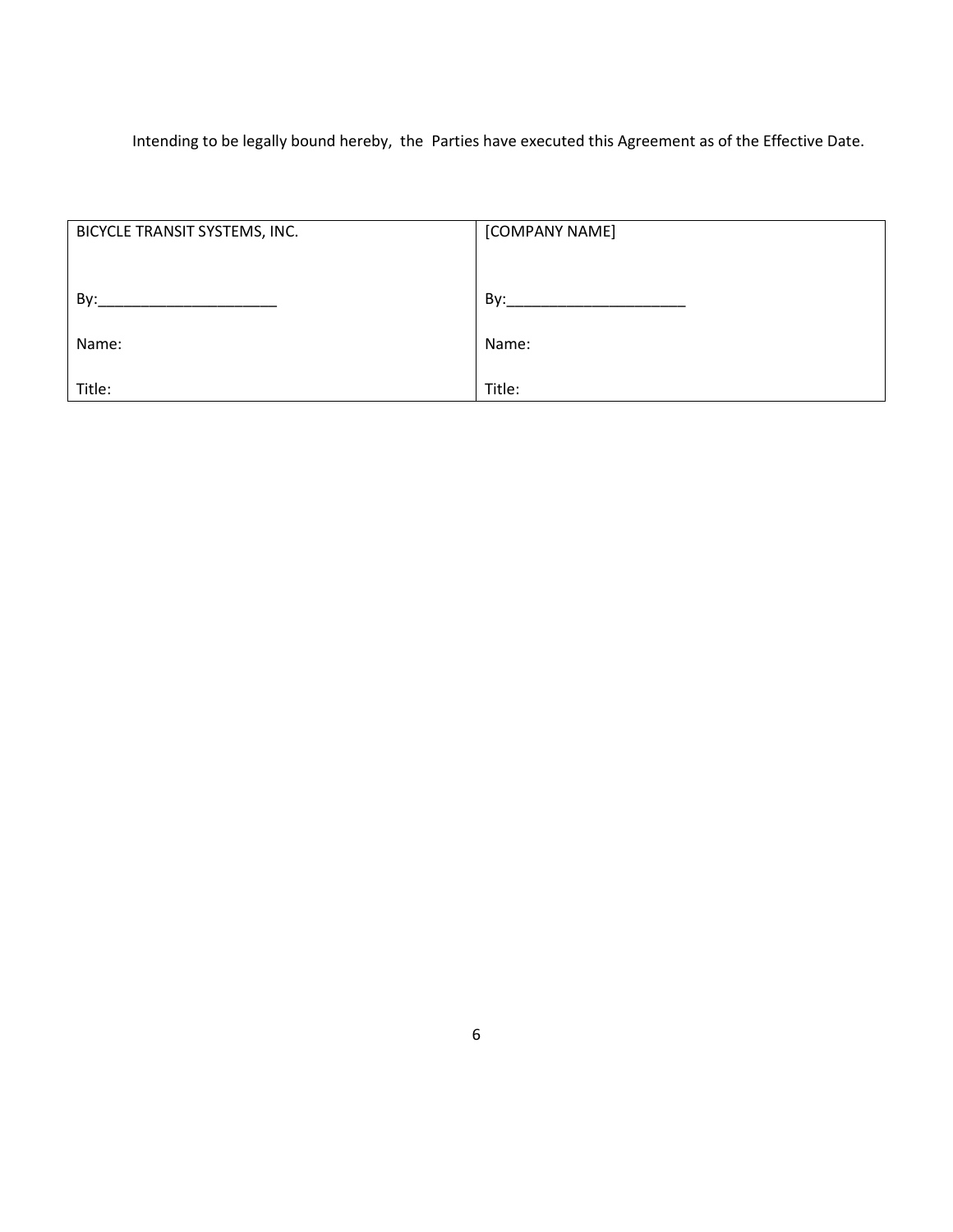Intending to be legally bound hereby, the Parties have executed this Agreement as of the Effective Date.

| BICYCLE TRANSIT SYSTEMS, INC. | [COMPANY NAME] |
| --- | --- |
| By:_____________________ | By:_____________________ |
| Name: | Name: |
| Title: | Title: |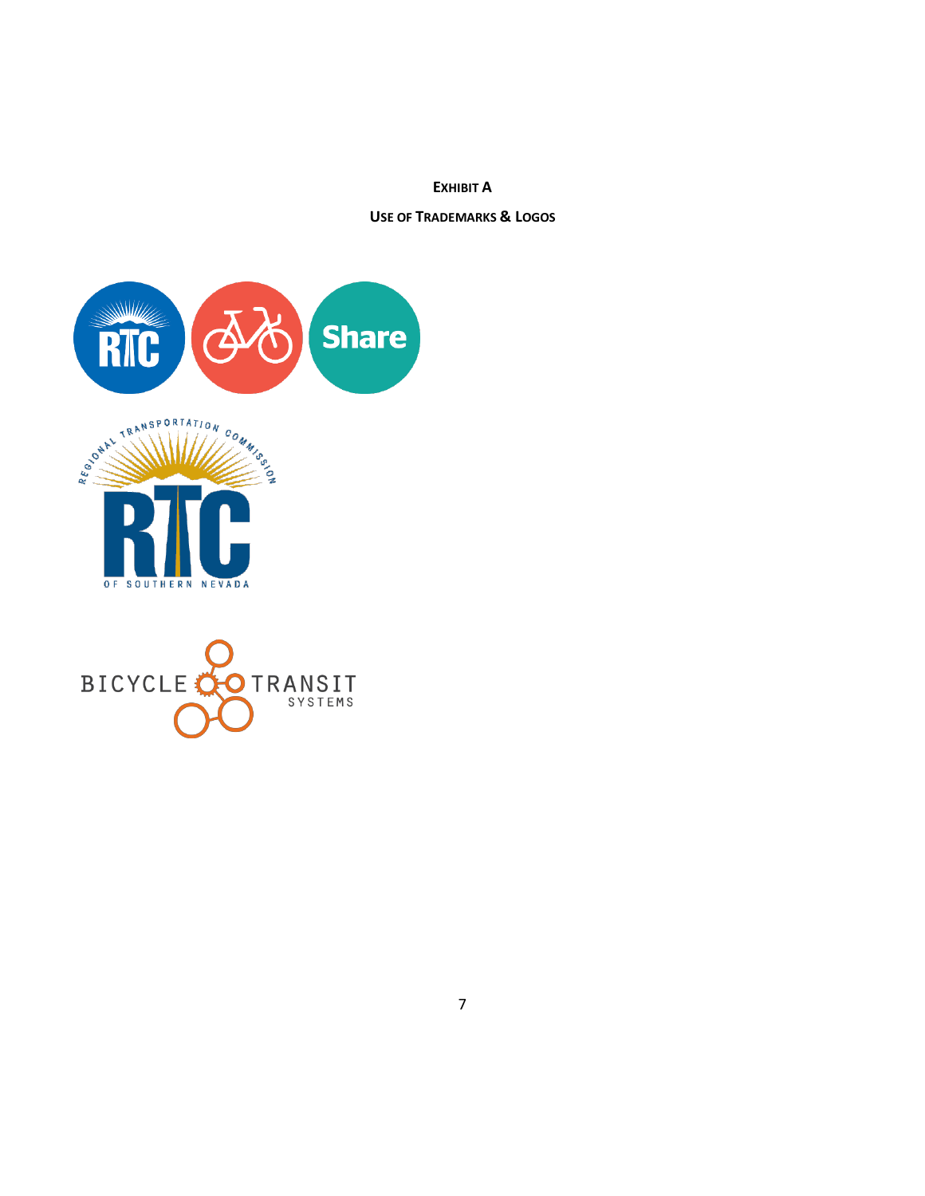**EXHIBIT A**

**USE OF TRADEMARKS & LOGOS**